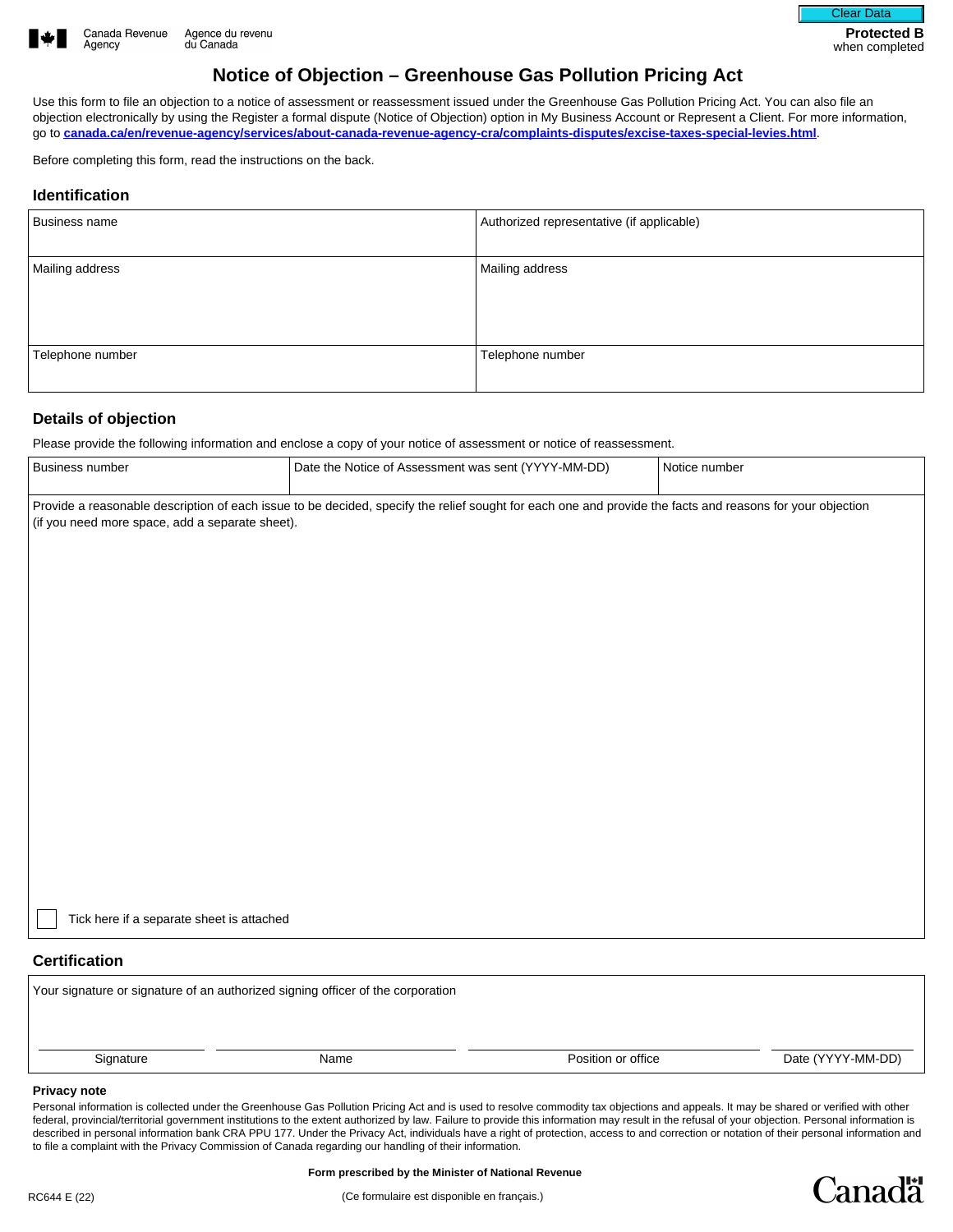Canada Revenue Agency | Agence du revenu du Canada

Clear Data

**Protected B** when completed

# Notice of Objection – Greenhouse Gas Pollution Pricing Act

Use this form to file an objection to a notice of assessment or reassessment issued under the Greenhouse Gas Pollution Pricing Act. You can also file an objection electronically by using the Register a formal dispute (Notice of Objection) option in My Business Account or Represent a Client. For more information, go to **canada.ca/en/revenue-agency/services/about-canada-revenue-agency-cra/complaints-disputes/excise-taxes-special-levies.html**.

Before completing this form, read the instructions on the back.

## Identification

| | |
|---|---|
| Business name | Authorized representative (if applicable) |
| Mailing address | Mailing address |
| Telephone number | Telephone number |

## Details of objection

Please provide the following information and enclose a copy of your notice of assessment or notice of reassessment.

| | | |
|---|---|---|
| Business number | Date the Notice of Assessment was sent (YYYY-MM-DD) | Notice number |

Provide a reasonable description of each issue to be decided, specify the relief sought for each one and provide the facts and reasons for your objection (if you need more space, add a separate sheet).

☐ Tick here if a separate sheet is attached

## Certification

Your signature or signature of an authorized signing officer of the corporation

| | | | |
|---|---|---|---|
| Signature | Name | Position or office | Date (YYYY-MM-DD) |

**Privacy note**

Personal information is collected under the Greenhouse Gas Pollution Pricing Act and is used to resolve commodity tax objections and appeals. It may be shared or verified with other federal, provincial/territorial government institutions to the extent authorized by law. Failure to provide this information may result in the refusal of your objection. Personal information is described in personal information bank CRA PPU 177. Under the Privacy Act, individuals have a right of protection, access to and correction or notation of their personal information and to file a complaint with the Privacy Commission of Canada regarding our handling of their information.

**Form prescribed by the Minister of National Revenue**

RC644 E (22)

(Ce formulaire est disponible en français.)

Canada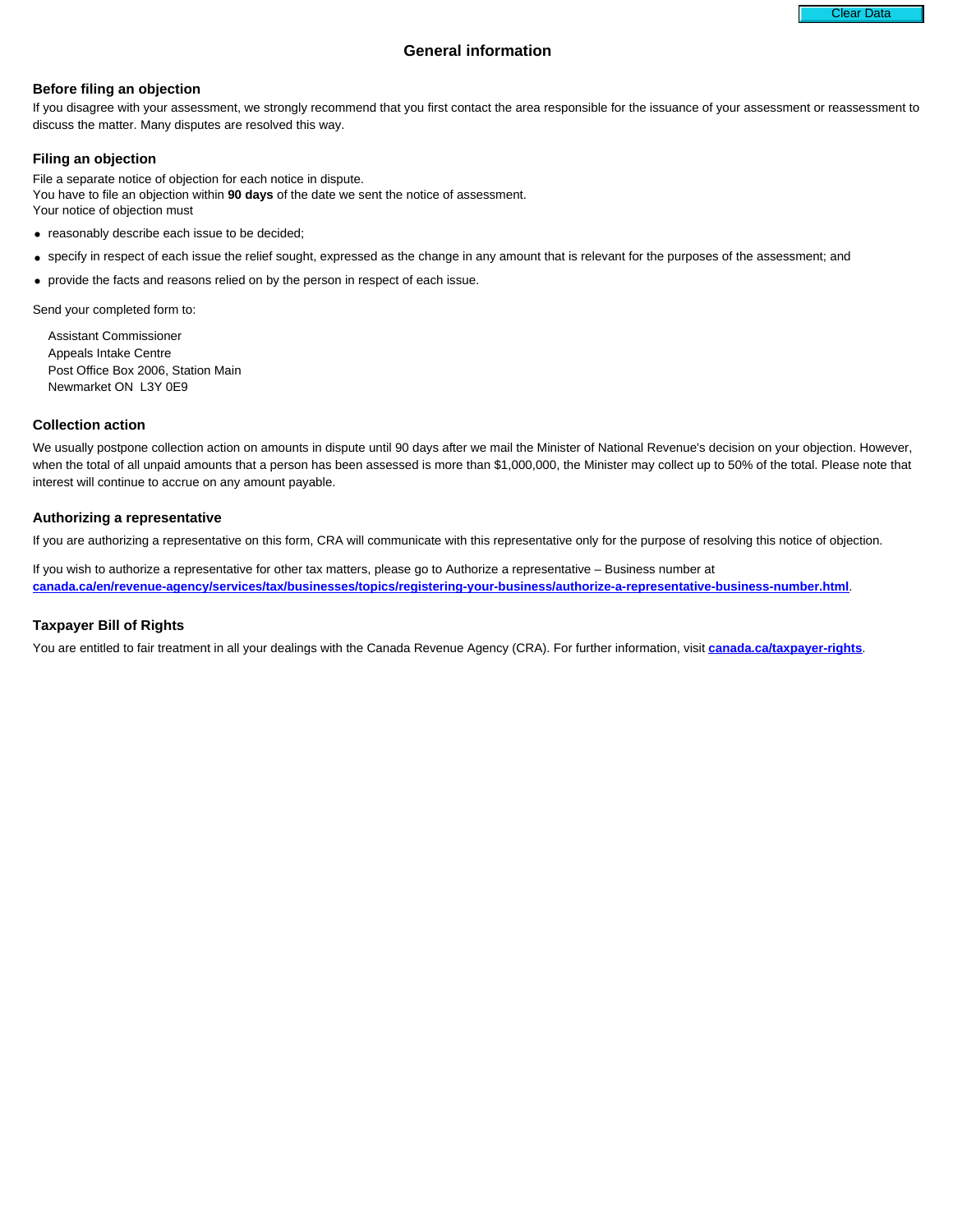## General information

### Before filing an objection

If you disagree with your assessment, we strongly recommend that you first contact the area responsible for the issuance of your assessment or reassessment to discuss the matter. Many disputes are resolved this way.

### Filing an objection

File a separate notice of objection for each notice in dispute.
You have to file an objection within **90 days** of the date we sent the notice of assessment.
Your notice of objection must

- reasonably describe each issue to be decided;
- specify in respect of each issue the relief sought, expressed as the change in any amount that is relevant for the purposes of the assessment; and
- provide the facts and reasons relied on by the person in respect of each issue.

Send your completed form to:

Assistant Commissioner
Appeals Intake Centre
Post Office Box 2006, Station Main
Newmarket ON L3Y 0E9

### Collection action

We usually postpone collection action on amounts in dispute until 90 days after we mail the Minister of National Revenue's decision on your objection. However, when the total of all unpaid amounts that a person has been assessed is more than $1,000,000, the Minister may collect up to 50% of the total. Please note that interest will continue to accrue on any amount payable.

### Authorizing a representative

If you are authorizing a representative on this form, CRA will communicate with this representative only for the purpose of resolving this notice of objection.

If you wish to authorize a representative for other tax matters, please go to Authorize a representative – Business number at **canada.ca/en/revenue-agency/services/tax/businesses/topics/registering-your-business/authorize-a-representative-business-number.html**.

### Taxpayer Bill of Rights

You are entitled to fair treatment in all your dealings with the Canada Revenue Agency (CRA). For further information, visit **canada.ca/taxpayer-rights**.